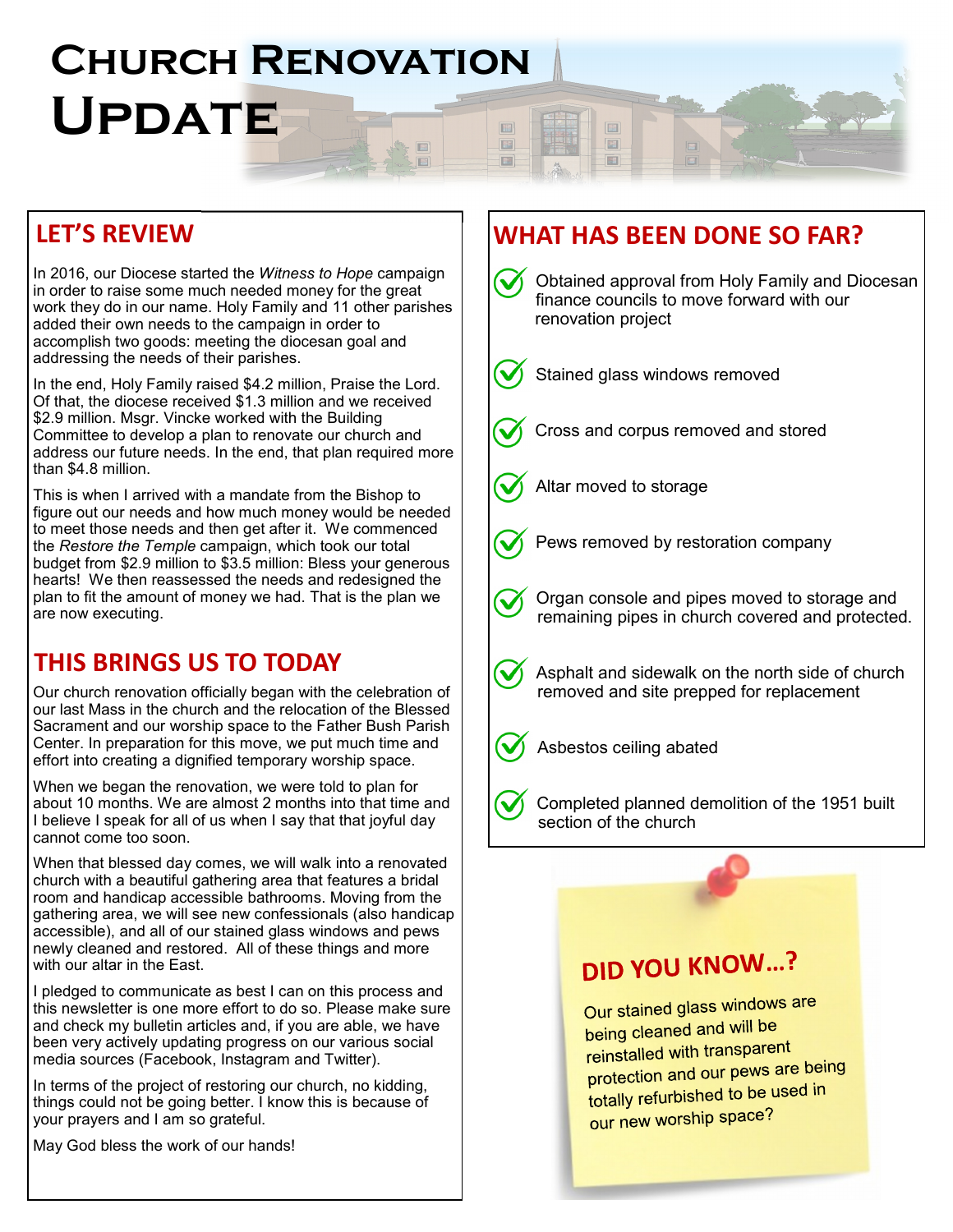# Church Renovation Update

## LET'S REVIEW

In 2016, our Diocese started the *Witness to Hope* campaign in order to raise some much needed money for the great work they do in our name. Holy Family and 11 other parishes added their own needs to the campaign in order to accomplish two goods: meeting the diocesan goal and addressing the needs of their parishes.

In the end, Holy Family raised $4.2 million, Praise the Lord. Of that, the diocese received $1.3 million and we received $2.9 million. Msgr. Vincke worked with the Building Committee to develop a plan to renovate our church and address our future needs. In the end, that plan required more than $4.8 million.

This is when I arrived with a mandate from the Bishop to figure out our needs and how much money would be needed to meet those needs and then get after it. We commenced the *Restore the Temple* campaign, which took our total budget from $2.9 million to $3.5 million: Bless your generous hearts! We then reassessed the needs and redesigned the plan to fit the amount of money we had. That is the plan we are now executing.

## THIS BRINGS US TO TODAY

Our church renovation officially began with the celebration of our last Mass in the church and the relocation of the Blessed Sacrament and our worship space to the Father Bush Parish Center. In preparation for this move, we put much time and effort into creating a dignified temporary worship space.

When we began the renovation, we were told to plan for about 10 months. We are almost 2 months into that time and I believe I speak for all of us when I say that that joyful day cannot come too soon.

When that blessed day comes, we will walk into a renovated church with a beautiful gathering area that features a bridal room and handicap accessible bathrooms. Moving from the gathering area, we will see new confessionals (also handicap accessible), and all of our stained glass windows and pews newly cleaned and restored. All of these things and more with our altar in the East.

I pledged to communicate as best I can on this process and this newsletter is one more effort to do so. Please make sure and check my bulletin articles and, if you are able, we have been very actively updating progress on our various social media sources (Facebook, Instagram and Twitter).

In terms of the project of restoring our church, no kidding, things could not be going better. I know this is because of your prayers and I am so grateful.

May God bless the work of our hands!

## WHAT HAS BEEN DONE SO FAR?

- ✓ Obtained approval from Holy Family and Diocesan finance councils to move forward with our renovation project
- ✓ Stained glass windows removed
- ✓ Cross and corpus removed and stored
- ✓ Altar moved to storage
- ✓ Pews removed by restoration company
- ✓ Organ console and pipes moved to storage and remaining pipes in church covered and protected.
- ✓ Asphalt and sidewalk on the north side of church removed and site prepped for replacement
- ✓ Asbestos ceiling abated
- ✓ Completed planned demolition of the 1951 built section of the church

## DID YOU KNOW…?

Our stained glass windows are being cleaned and will be reinstalled with transparent protection and our pews are being totally refurbished to be used in our new worship space?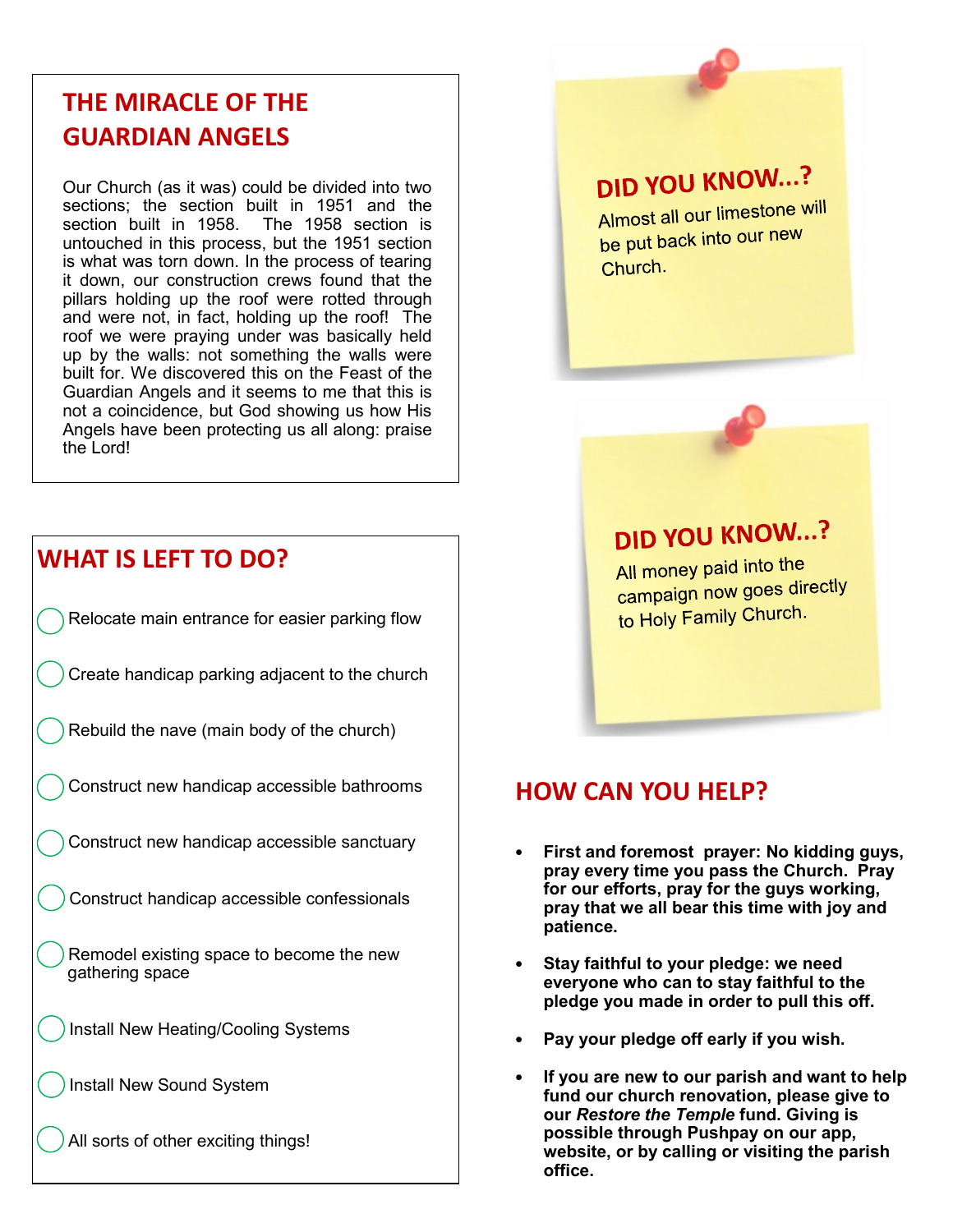## THE MIRACLE OF THE GUARDIAN ANGELS

Our Church (as it was) could be divided into two sections; the section built in 1951 and the section built in 1958. The 1958 section is untouched in this process, but the 1951 section is what was torn down. In the process of tearing it down, our construction crews found that the pillars holding up the roof were rotted through and were not, in fact, holding up the roof! The roof we were praying under was basically held up by the walls: not something the walls were built for. We discovered this on the Feast of the Guardian Angels and it seems to me that this is not a coincidence, but God showing us how His Angels have been protecting us all along: praise the Lord!

## WHAT IS LEFT TO DO?

- Relocate main entrance for easier parking flow
- Create handicap parking adjacent to the church
- Rebuild the nave (main body of the church)
- Construct new handicap accessible bathrooms
- Construct new handicap accessible sanctuary
- Construct handicap accessible confessionals
- Remodel existing space to become the new gathering space
- Install New Heating/Cooling Systems
- Install New Sound System
- All sorts of other exciting things!

### DID YOU KNOW...?

Almost all our limestone will be put back into our new Church.

### DID YOU KNOW...?

All money paid into the campaign now goes directly to Holy Family Church.

## HOW CAN YOU HELP?

- **First and foremost prayer: No kidding guys, pray every time you pass the Church. Pray for our efforts, pray for the guys working, pray that we all bear this time with joy and patience.**
- **Stay faithful to your pledge: we need everyone who can to stay faithful to the pledge you made in order to pull this off.**
- **Pay your pledge off early if you wish.**
- **If you are new to our parish and want to help fund our church renovation, please give to our *Restore the Temple* fund. Giving is possible through Pushpay on our app, website, or by calling or visiting the parish office.**